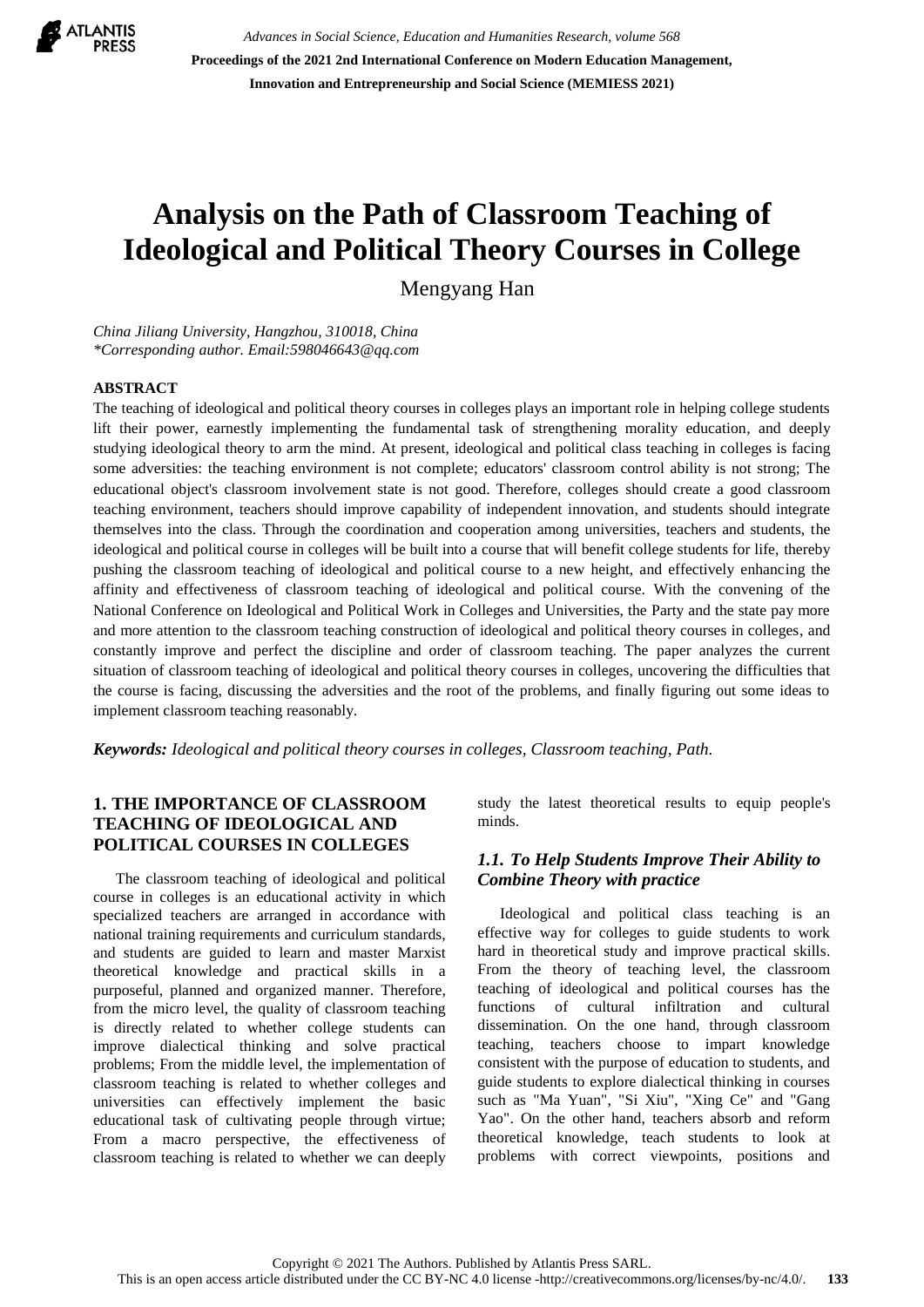# Analysis on the Path of Classroom Teaching of Ideological and Political Theory Courses in College

Mengyang Han

*China Jiliang University, Hangzhou, 310018, China*
*\*Corresponding author. Email:598046643@qq.com*

## ABSTRACT

The teaching of ideological and political theory courses in colleges plays an important role in helping college students lift their power, earnestly implementing the fundamental task of strengthening morality education, and deeply studying ideological theory to arm the mind. At present, ideological and political class teaching in colleges is facing some adversities: the teaching environment is not complete; educators' classroom control ability is not strong; The educational object's classroom involvement state is not good. Therefore, colleges should create a good classroom teaching environment, teachers should improve capability of independent innovation, and students should integrate themselves into the class. Through the coordination and cooperation among universities, teachers and students, the ideological and political course in colleges will be built into a course that will benefit college students for life, thereby pushing the classroom teaching of ideological and political course to a new height, and effectively enhancing the affinity and effectiveness of classroom teaching of ideological and political course. With the convening of the National Conference on Ideological and Political Work in Colleges and Universities, the Party and the state pay more and more attention to the classroom teaching construction of ideological and political theory courses in colleges, and constantly improve and perfect the discipline and order of classroom teaching. The paper analyzes the current situation of classroom teaching of ideological and political theory courses in colleges, uncovering the difficulties that the course is facing, discussing the adversities and the root of the problems, and finally figuring out some ideas to implement classroom teaching reasonably.

***Keywords:*** *Ideological and political theory courses in colleges, Classroom teaching, Path.*

## 1. THE IMPORTANCE OF CLASSROOM TEACHING OF IDEOLOGICAL AND POLITICAL COURSES IN COLLEGES

The classroom teaching of ideological and political course in colleges is an educational activity in which specialized teachers are arranged in accordance with national training requirements and curriculum standards, and students are guided to learn and master Marxist theoretical knowledge and practical skills in a purposeful, planned and organized manner. Therefore, from the micro level, the quality of classroom teaching is directly related to whether college students can improve dialectical thinking and solve practical problems; From the middle level, the implementation of classroom teaching is related to whether colleges and universities can effectively implement the basic educational task of cultivating people through virtue; From a macro perspective, the effectiveness of classroom teaching is related to whether we can deeply study the latest theoretical results to equip people's minds.

### *1.1. To Help Students Improve Their Ability to Combine Theory with practice*

Ideological and political class teaching is an effective way for colleges to guide students to work hard in theoretical study and improve practical skills. From the theory of teaching level, the classroom teaching of ideological and political courses has the functions of cultural infiltration and cultural dissemination. On the one hand, through classroom teaching, teachers choose to impart knowledge consistent with the purpose of education to students, and guide students to explore dialectical thinking in courses such as "Ma Yuan", "Si Xiu", "Xing Ce" and "Gang Yao". On the other hand, teachers absorb and reform theoretical knowledge, teach students to look at problems with correct viewpoints, positions and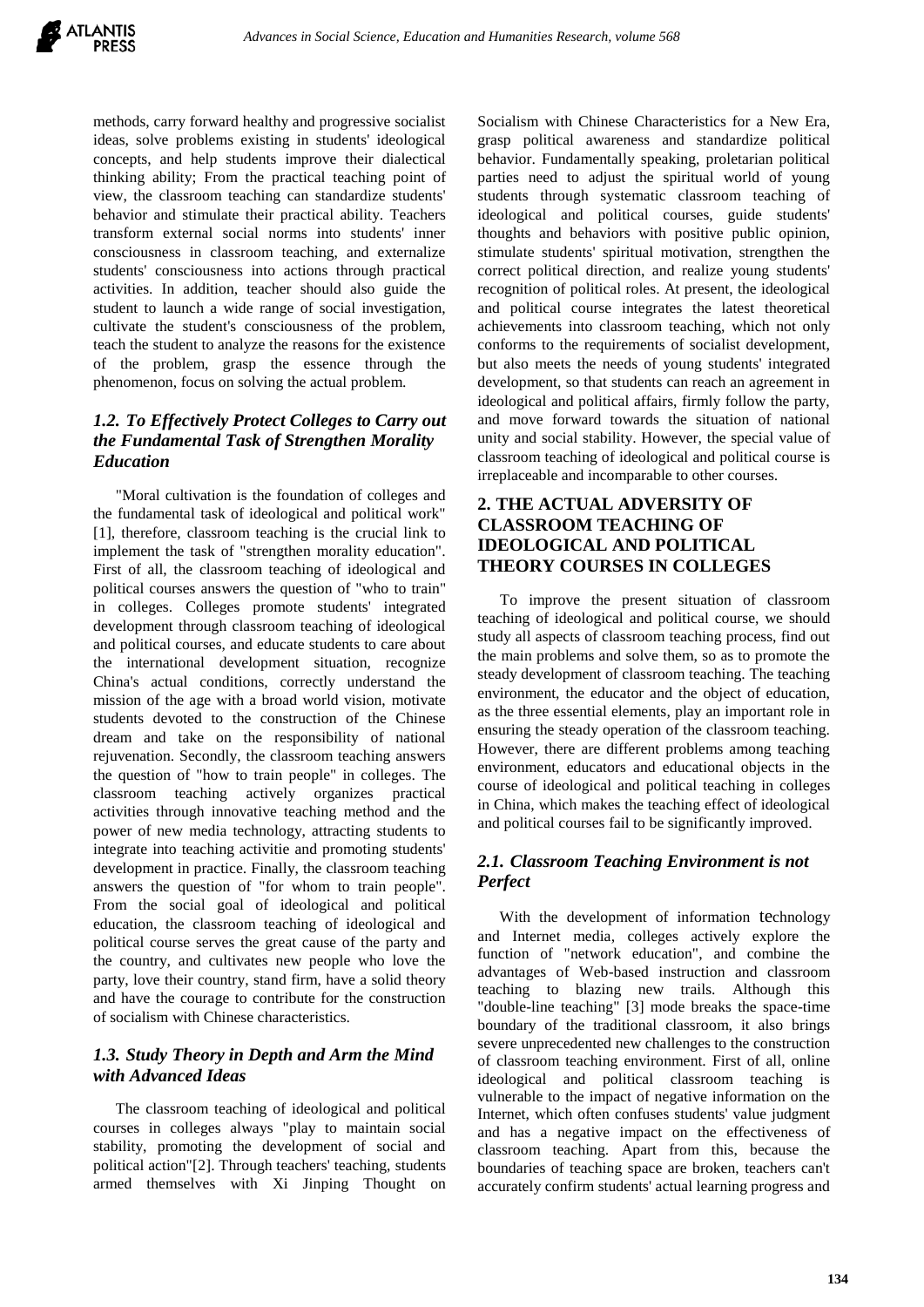methods, carry forward healthy and progressive socialist ideas, solve problems existing in students' ideological concepts, and help students improve their dialectical thinking ability; From the practical teaching point of view, the classroom teaching can standardize students' behavior and stimulate their practical ability. Teachers transform external social norms into students' inner consciousness in classroom teaching, and externalize students' consciousness into actions through practical activities. In addition, teacher should also guide the student to launch a wide range of social investigation, cultivate the student's consciousness of the problem, teach the student to analyze the reasons for the existence of the problem, grasp the essence through the phenomenon, focus on solving the actual problem.

### *1.2. To Effectively Protect Colleges to Carry out the Fundamental Task of Strengthen Morality Education*

"Moral cultivation is the foundation of colleges and the fundamental task of ideological and political work" [1], therefore, classroom teaching is the crucial link to implement the task of "strengthen morality education". First of all, the classroom teaching of ideological and political courses answers the question of "who to train" in colleges. Colleges promote students' integrated development through classroom teaching of ideological and political courses, and educate students to care about the international development situation, recognize China's actual conditions, correctly understand the mission of the age with a broad world vision, motivate students devoted to the construction of the Chinese dream and take on the responsibility of national rejuvenation. Secondly, the classroom teaching answers the question of "how to train people" in colleges. The classroom teaching actively organizes practical activities through innovative teaching method and the power of new media technology, attracting students to integrate into teaching activitie and promoting students' development in practice. Finally, the classroom teaching answers the question of "for whom to train people". From the social goal of ideological and political education, the classroom teaching of ideological and political course serves the great cause of the party and the country, and cultivates new people who love the party, love their country, stand firm, have a solid theory and have the courage to contribute for the construction of socialism with Chinese characteristics.

### *1.3. Study Theory in Depth and Arm the Mind with Advanced Ideas*

The classroom teaching of ideological and political courses in colleges always "play to maintain social stability, promoting the development of social and political action"[2]. Through teachers' teaching, students armed themselves with Xi Jinping Thought on Socialism with Chinese Characteristics for a New Era, grasp political awareness and standardize political behavior. Fundamentally speaking, proletarian political parties need to adjust the spiritual world of young students through systematic classroom teaching of ideological and political courses, guide students' thoughts and behaviors with positive public opinion, stimulate students' spiritual motivation, strengthen the correct political direction, and realize young students' recognition of political roles. At present, the ideological and political course integrates the latest theoretical achievements into classroom teaching, which not only conforms to the requirements of socialist development, but also meets the needs of young students' integrated development, so that students can reach an agreement in ideological and political affairs, firmly follow the party, and move forward towards the situation of national unity and social stability. However, the special value of classroom teaching of ideological and political course is irreplaceable and incomparable to other courses.

## 2. THE ACTUAL ADVERSITY OF CLASSROOM TEACHING OF IDEOLOGICAL AND POLITICAL THEORY COURSES IN COLLEGES

To improve the present situation of classroom teaching of ideological and political course, we should study all aspects of classroom teaching process, find out the main problems and solve them, so as to promote the steady development of classroom teaching. The teaching environment, the educator and the object of education, as the three essential elements, play an important role in ensuring the steady operation of the classroom teaching. However, there are different problems among teaching environment, educators and educational objects in the course of ideological and political teaching in colleges in China, which makes the teaching effect of ideological and political courses fail to be significantly improved.

### *2.1. Classroom Teaching Environment is not Perfect*

With the development of information technology and Internet media, colleges actively explore the function of "network education", and combine the advantages of Web-based instruction and classroom teaching to blazing new trails. Although this "double-line teaching" [3] mode breaks the space-time boundary of the traditional classroom, it also brings severe unprecedented new challenges to the construction of classroom teaching environment. First of all, online ideological and political classroom teaching is vulnerable to the impact of negative information on the Internet, which often confuses students' value judgment and has a negative impact on the effectiveness of classroom teaching. Apart from this, because the boundaries of teaching space are broken, teachers can't accurately confirm students' actual learning progress and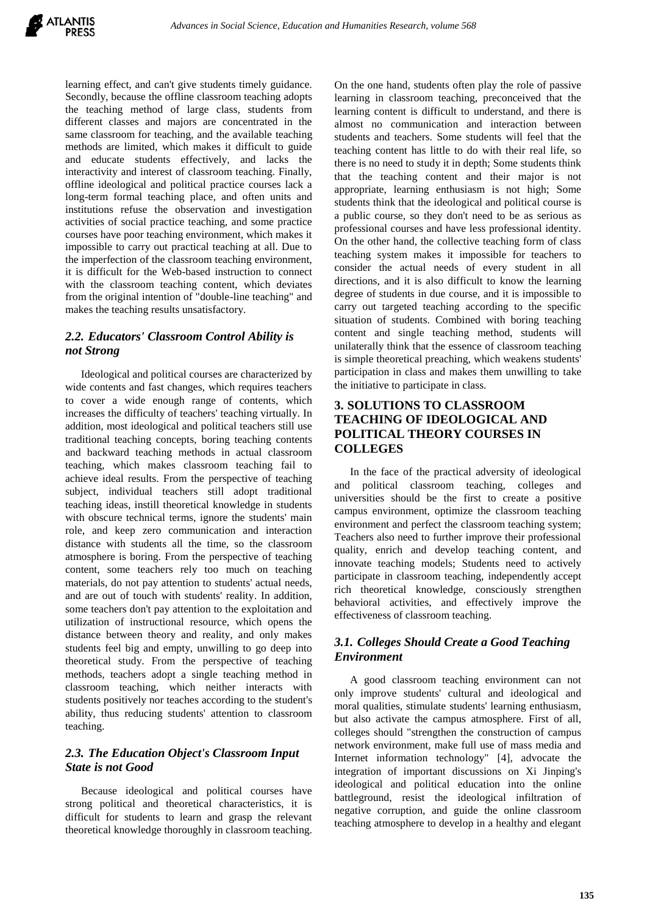learning effect, and can't give students timely guidance. Secondly, because the offline classroom teaching adopts the teaching method of large class, students from different classes and majors are concentrated in the same classroom for teaching, and the available teaching methods are limited, which makes it difficult to guide and educate students effectively, and lacks the interactivity and interest of classroom teaching. Finally, offline ideological and political practice courses lack a long-term formal teaching place, and often units and institutions refuse the observation and investigation activities of social practice teaching, and some practice courses have poor teaching environment, which makes it impossible to carry out practical teaching at all. Due to the imperfection of the classroom teaching environment, it is difficult for the Web-based instruction to connect with the classroom teaching content, which deviates from the original intention of "double-line teaching" and makes the teaching results unsatisfactory.

### *2.2. Educators' Classroom Control Ability is not Strong*

Ideological and political courses are characterized by wide contents and fast changes, which requires teachers to cover a wide enough range of contents, which increases the difficulty of teachers' teaching virtually. In addition, most ideological and political teachers still use traditional teaching concepts, boring teaching contents and backward teaching methods in actual classroom teaching, which makes classroom teaching fail to achieve ideal results. From the perspective of teaching subject, individual teachers still adopt traditional teaching ideas, instill theoretical knowledge in students with obscure technical terms, ignore the students' main role, and keep zero communication and interaction distance with students all the time, so the classroom atmosphere is boring. From the perspective of teaching content, some teachers rely too much on teaching materials, do not pay attention to students' actual needs, and are out of touch with students' reality. In addition, some teachers don't pay attention to the exploitation and utilization of instructional resource, which opens the distance between theory and reality, and only makes students feel big and empty, unwilling to go deep into theoretical study. From the perspective of teaching methods, teachers adopt a single teaching method in classroom teaching, which neither interacts with students positively nor teaches according to the student's ability, thus reducing students' attention to classroom teaching.

### *2.3. The Education Object's Classroom Input State is not Good*

Because ideological and political courses have strong political and theoretical characteristics, it is difficult for students to learn and grasp the relevant theoretical knowledge thoroughly in classroom teaching. On the one hand, students often play the role of passive learning in classroom teaching, preconceived that the learning content is difficult to understand, and there is almost no communication and interaction between students and teachers. Some students will feel that the teaching content has little to do with their real life, so there is no need to study it in depth; Some students think that the teaching content and their major is not appropriate, learning enthusiasm is not high; Some students think that the ideological and political course is a public course, so they don't need to be as serious as professional courses and have less professional identity. On the other hand, the collective teaching form of class teaching system makes it impossible for teachers to consider the actual needs of every student in all directions, and it is also difficult to know the learning degree of students in due course, and it is impossible to carry out targeted teaching according to the specific situation of students. Combined with boring teaching content and single teaching method, students will unilaterally think that the essence of classroom teaching is simple theoretical preaching, which weakens students' participation in class and makes them unwilling to take the initiative to participate in class.

## 3. SOLUTIONS TO CLASSROOM TEACHING OF IDEOLOGICAL AND POLITICAL THEORY COURSES IN COLLEGES

In the face of the practical adversity of ideological and political classroom teaching, colleges and universities should be the first to create a positive campus environment, optimize the classroom teaching environment and perfect the classroom teaching system; Teachers also need to further improve their professional quality, enrich and develop teaching content, and innovate teaching models; Students need to actively participate in classroom teaching, independently accept rich theoretical knowledge, consciously strengthen behavioral activities, and effectively improve the effectiveness of classroom teaching.

### *3.1. Colleges Should Create a Good Teaching Environment*

A good classroom teaching environment can not only improve students' cultural and ideological and moral qualities, stimulate students' learning enthusiasm, but also activate the campus atmosphere. First of all, colleges should "strengthen the construction of campus network environment, make full use of mass media and Internet information technology" [4], advocate the integration of important discussions on Xi Jinping's ideological and political education into the online battleground, resist the ideological infiltration of negative corruption, and guide the online classroom teaching atmosphere to develop in a healthy and elegant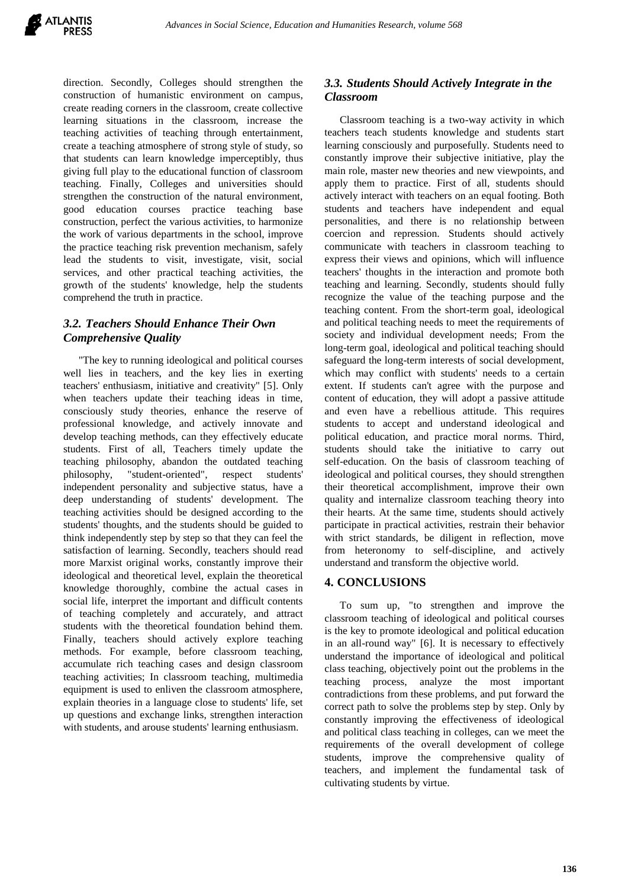direction. Secondly, Colleges should strengthen the construction of humanistic environment on campus, create reading corners in the classroom, create collective learning situations in the classroom, increase the teaching activities of teaching through entertainment, create a teaching atmosphere of strong style of study, so that students can learn knowledge imperceptibly, thus giving full play to the educational function of classroom teaching. Finally, Colleges and universities should strengthen the construction of the natural environment, good education courses practice teaching base construction, perfect the various activities, to harmonize the work of various departments in the school, improve the practice teaching risk prevention mechanism, safely lead the students to visit, investigate, visit, social services, and other practical teaching activities, the growth of the students' knowledge, help the students comprehend the truth in practice.

### *3.2. Teachers Should Enhance Their Own Comprehensive Quality*

"The key to running ideological and political courses well lies in teachers, and the key lies in exerting teachers' enthusiasm, initiative and creativity" [5]. Only when teachers update their teaching ideas in time, consciously study theories, enhance the reserve of professional knowledge, and actively innovate and develop teaching methods, can they effectively educate students. First of all, Teachers timely update the teaching philosophy, abandon the outdated teaching philosophy, "student-oriented", respect students' independent personality and subjective status, have a deep understanding of students' development. The teaching activities should be designed according to the students' thoughts, and the students should be guided to think independently step by step so that they can feel the satisfaction of learning. Secondly, teachers should read more Marxist original works, constantly improve their ideological and theoretical level, explain the theoretical knowledge thoroughly, combine the actual cases in social life, interpret the important and difficult contents of teaching completely and accurately, and attract students with the theoretical foundation behind them. Finally, teachers should actively explore teaching methods. For example, before classroom teaching, accumulate rich teaching cases and design classroom teaching activities; In classroom teaching, multimedia equipment is used to enliven the classroom atmosphere, explain theories in a language close to students' life, set up questions and exchange links, strengthen interaction with students, and arouse students' learning enthusiasm.

### *3.3. Students Should Actively Integrate in the Classroom*

Classroom teaching is a two-way activity in which teachers teach students knowledge and students start learning consciously and purposefully. Students need to constantly improve their subjective initiative, play the main role, master new theories and new viewpoints, and apply them to practice. First of all, students should actively interact with teachers on an equal footing. Both students and teachers have independent and equal personalities, and there is no relationship between coercion and repression. Students should actively communicate with teachers in classroom teaching to express their views and opinions, which will influence teachers' thoughts in the interaction and promote both teaching and learning. Secondly, students should fully recognize the value of the teaching purpose and the teaching content. From the short-term goal, ideological and political teaching needs to meet the requirements of society and individual development needs; From the long-term goal, ideological and political teaching should safeguard the long-term interests of social development, which may conflict with students' needs to a certain extent. If students can't agree with the purpose and content of education, they will adopt a passive attitude and even have a rebellious attitude. This requires students to accept and understand ideological and political education, and practice moral norms. Third, students should take the initiative to carry out self-education. On the basis of classroom teaching of ideological and political courses, they should strengthen their theoretical accomplishment, improve their own quality and internalize classroom teaching theory into their hearts. At the same time, students should actively participate in practical activities, restrain their behavior with strict standards, be diligent in reflection, move from heteronomy to self-discipline, and actively understand and transform the objective world.

## 4. CONCLUSIONS

To sum up, "to strengthen and improve the classroom teaching of ideological and political courses is the key to promote ideological and political education in an all-round way" [6]. It is necessary to effectively understand the importance of ideological and political class teaching, objectively point out the problems in the teaching process, analyze the most important contradictions from these problems, and put forward the correct path to solve the problems step by step. Only by constantly improving the effectiveness of ideological and political class teaching in colleges, can we meet the requirements of the overall development of college students, improve the comprehensive quality of teachers, and implement the fundamental task of cultivating students by virtue.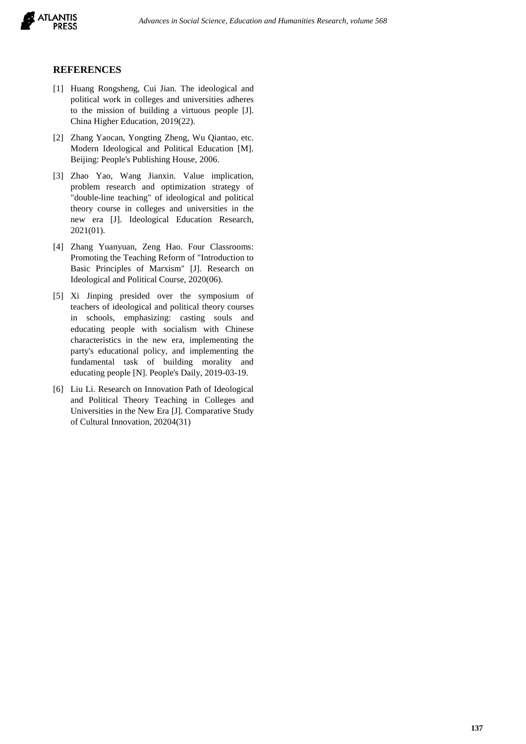## REFERENCES

[1] Huang Rongsheng, Cui Jian. The ideological and political work in colleges and universities adheres to the mission of building a virtuous people [J]. China Higher Education, 2019(22).

[2] Zhang Yaocan, Yongting Zheng, Wu Qiantao, etc. Modern Ideological and Political Education [M]. Beijing: People's Publishing House, 2006.

[3] Zhao Yao, Wang Jianxin. Value implication, problem research and optimization strategy of "double-line teaching" of ideological and political theory course in colleges and universities in the new era [J]. Ideological Education Research, 2021(01).

[4] Zhang Yuanyuan, Zeng Hao. Four Classrooms: Promoting the Teaching Reform of "Introduction to Basic Principles of Marxism" [J]. Research on Ideological and Political Course, 2020(06).

[5] Xi Jinping presided over the symposium of teachers of ideological and political theory courses in schools, emphasizing: casting souls and educating people with socialism with Chinese characteristics in the new era, implementing the party's educational policy, and implementing the fundamental task of building morality and educating people [N]. People's Daily, 2019-03-19.

[6] Liu Li. Research on Innovation Path of Ideological and Political Theory Teaching in Colleges and Universities in the New Era [J]. Comparative Study of Cultural Innovation, 20204(31)